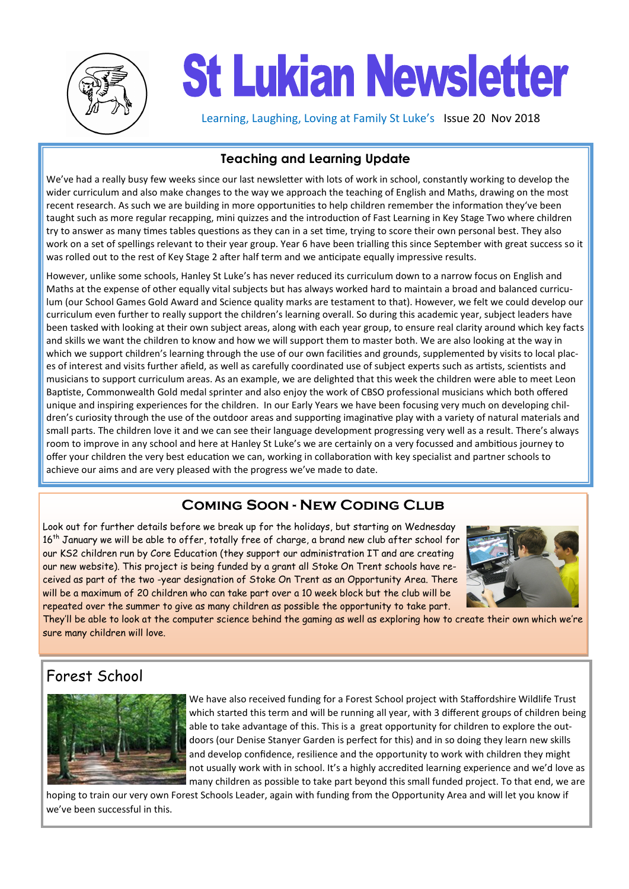# St Lukian Newsletter

Learning, Laughing, Loving at Family St Luke's Issue 20 Nov 2018

## Teaching and Learning Update

We've had a really busy few weeks since our last newsletter with lots of work in school, constantly working to develop the wider curriculum and also make changes to the way we approach the teaching of English and Maths, drawing on the most recent research. As such we are building in more opportunities to help children remember the information they've been taught such as more regular recapping, mini quizzes and the introduction of Fast Learning in Key Stage Two where children try to answer as many times tables questions as they can in a set time, trying to score their own personal best. They also work on a set of spellings relevant to their year group. Year 6 have been trialling this since September with great success so it was rolled out to the rest of Key Stage 2 after half term and we anticipate equally impressive results.

However, unlike some schools, Hanley St Luke's has never reduced its curriculum down to a narrow focus on English and Maths at the expense of other equally vital subjects but has always worked hard to maintain a broad and balanced curriculum (our School Games Gold Award and Science quality marks are testament to that). However, we felt we could develop our curriculum even further to really support the children's learning overall. So during this academic year, subject leaders have been tasked with looking at their own subject areas, along with each year group, to ensure real clarity around which key facts and skills we want the children to know and how we will support them to master both. We are also looking at the way in which we support children's learning through the use of the outdoor areas and supporting imaginative play with a variety of natural materials and small parts. The children love it and we can see their language development progressing very well as a result. There's always room to improve in any school and here at Hanley St Luke's we are certainly on a very focussed and ambitious journey to offer your children the very best education we can, working in collaboration with key specialist and partner schools to achieve our aims and are very pleased with the progress we've made to date.

Wait — correction to reading order: the paragraph continues as follows in full:

However, unlike some schools, Hanley St Luke's has never reduced its curriculum down to a narrow focus on English and Maths at the expense of other equally vital subjects but has always worked hard to maintain a broad and balanced curriculum (our School Games Gold Award and Science quality marks are testament to that). However, we felt we could develop our curriculum even further to really support the children's learning overall. So during this academic year, subject leaders have been tasked with looking at their own subject areas, along with each year group, to ensure real clarity around which key facts and skills we want the children to know and how we will support them to master both. We are also looking at the way in which we support children's learning through the use of our own facilities and grounds, supplemented by visits to local places of interest and visits further afield, as well as carefully coordinated use of subject experts such as artists, scientists and musicians to support curriculum areas. As an example, we are delighted that this week the children were able to meet Leon Baptiste, Commonwealth Gold medal sprinter and also enjoy the work of CBSO professional musicians which both offered unique and inspiring experiences for the children. In our Early Years we have been focusing very much on developing children's curiosity through the use of the outdoor areas and supporting imaginative play with a variety of natural materials and small parts. The children love it and we can see their language development progressing very well as a result. There's always room to improve in any school and here at Hanley St Luke's we are certainly on a very focussed and ambitious journey to offer your children the very best education we can, working in collaboration with key specialist and partner schools to achieve our aims and are very pleased with the progress we've made to date.

## Coming Soon - New Coding Club

Look out for further details before we break up for the holidays, but starting on Wednesday 16th January we will be able to offer, totally free of charge, a brand new club after school for our KS2 children run by Core Education (they support our administration IT and are creating our new website). This project is being funded by a grant all Stoke On Trent schools have received as part of the two -year designation of Stoke On Trent as an Opportunity Area. There will be a maximum of 20 children who can take part over a 10 week block but the club will be repeated over the summer to give as many children as possible the opportunity to take part. They'll be able to look at the computer science behind the gaming as well as exploring how to create their own which we're sure many children will love.

## Forest School

We have also received funding for a Forest School project with Staffordshire Wildlife Trust which started this term and will be running all year, with 3 different groups of children being able to take advantage of this. This is a great opportunity for children to explore the outdoors (our Denise Stanyer Garden is perfect for this) and in so doing they learn new skills and develop confidence, resilience and the opportunity to work with children they might not usually work with in school. It's a highly accredited learning experience and we'd love as many children as possible to take part beyond this small funded project. To that end, we are hoping to train our very own Forest Schools Leader, again with funding from the Opportunity Area and will let you know if we've been successful in this.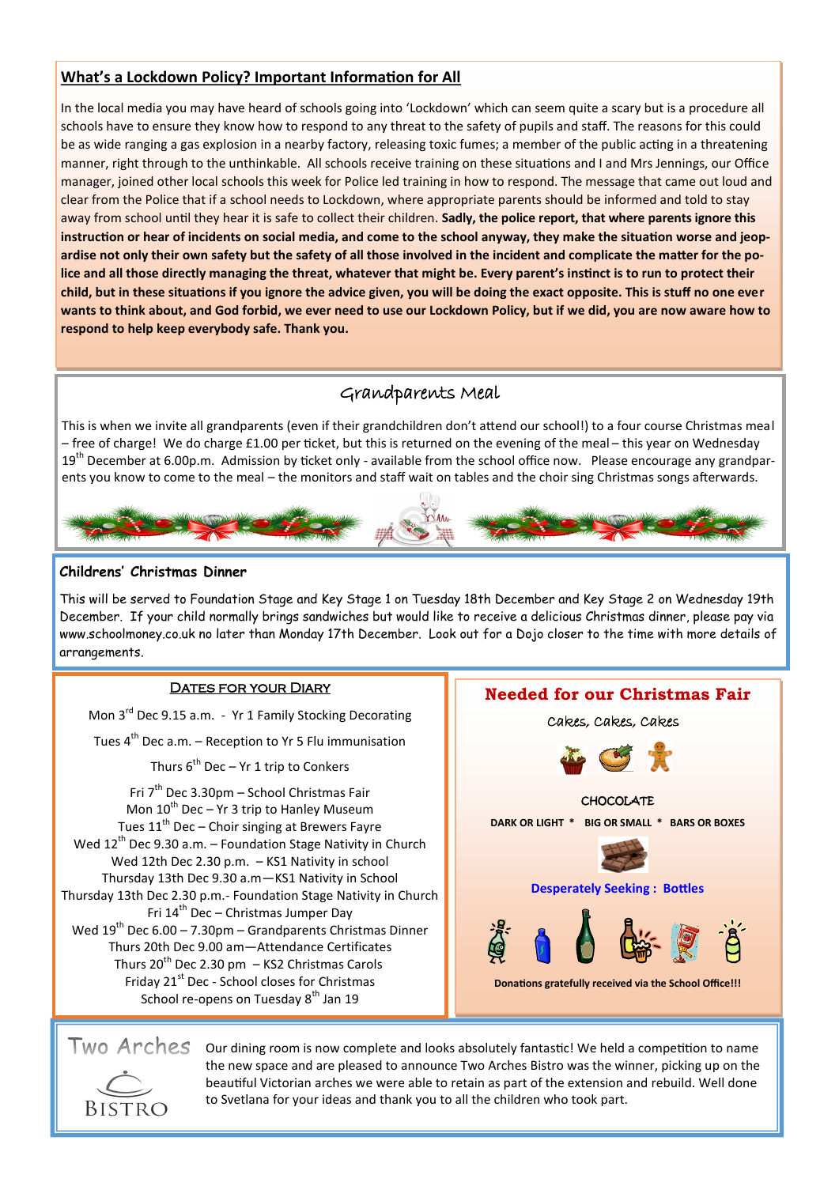## What's a Lockdown Policy? Important Information for All

In the local media you may have heard of schools going into 'Lockdown' which can seem quite a scary but is a procedure all schools have to ensure they know how to respond to any threat to the safety of pupils and staff. The reasons for this could be as wide ranging a gas explosion in a nearby factory, releasing toxic fumes; a member of the public acting in a threatening manner, right through to the unthinkable. All schools receive training on these situations and I and Mrs Jennings, our Office manager, joined other local schools this week for Police led training in how to respond. The message that came out loud and clear from the Police that if a school needs to Lockdown, where appropriate parents should be informed and told to stay away from school until they hear it is safe to collect their children. **Sadly, the police report, that where parents ignore this instruction or hear of incidents on social media, and come to the school anyway, they make the situation worse and jeopardise not only their own safety but the safety of all those involved in the incident and complicate the matter for the police and all those directly managing the threat, whatever that might be. Every parent's instinct is to run to protect their child, but in these situations if you ignore the advice given, you will be doing the exact opposite. This is stuff no one ever wants to think about, and God forbid, we ever need to use our Lockdown Policy, but if we did, you are now aware how to respond to help keep everybody safe. Thank you.**

## Grandparents Meal

This is when we invite all grandparents (even if their grandchildren don't attend our school!) to a four course Christmas meal – free of charge! We do charge £1.00 per ticket, but this is returned on the evening of the meal – this year on Wednesday 19th December at 6.00p.m. Admission by ticket only - available from the school office now. Please encourage any grandparents you know to come to the meal – the monitors and staff wait on tables and the choir sing Christmas songs afterwards.

## Childrens' Christmas Dinner

This will be served to Foundation Stage and Key Stage 1 on Tuesday 18th December and Key Stage 2 on Wednesday 19th December. If your child normally brings sandwiches but would like to receive a delicious Christmas dinner, please pay via www.schoolmoney.co.uk no later than Monday 17th December. Look out for a Dojo closer to the time with more details of arrangements.

## Dates for your Diary

Mon 3rd Dec 9.15 a.m. - Yr 1 Family Stocking Decorating

Tues 4th Dec a.m. – Reception to Yr 5 Flu immunisation

Thurs 6th Dec – Yr 1 trip to Conkers

Fri 7th Dec 3.30pm – School Christmas Fair
Mon 10th Dec – Yr 3 trip to Hanley Museum
Tues 11th Dec – Choir singing at Brewers Fayre
Wed 12th Dec 9.30 a.m. – Foundation Stage Nativity in Church
Wed 12th Dec 2.30 p.m. – KS1 Nativity in school
Thursday 13th Dec 9.30 a.m—KS1 Nativity in School
Thursday 13th Dec 2.30 p.m.- Foundation Stage Nativity in Church
Fri 14th Dec – Christmas Jumper Day
Wed 19th Dec 6.00 – 7.30pm – Grandparents Christmas Dinner
Thurs 20th Dec 9.00 am—Attendance Certificates
Thurs 20th Dec 2.30 pm – KS2 Christmas Carols
Friday 21st Dec - School closes for Christmas
School re-opens on Tuesday 8th Jan 19

## Needed for our Christmas Fair

Cakes, Cakes, Cakes

CHOCOLATE

DARK OR LIGHT * BIG OR SMALL * BARS OR BOXES

**Desperately Seeking : Bottles**

**Donations gratefully received via the School Office!!!**

## Two Arches Bistro

Our dining room is now complete and looks absolutely fantastic! We held a competition to name the new space and are pleased to announce Two Arches Bistro was the winner, picking up on the beautiful Victorian arches we were able to retain as part of the extension and rebuild. Well done to Svetlana for your ideas and thank you to all the children who took part.